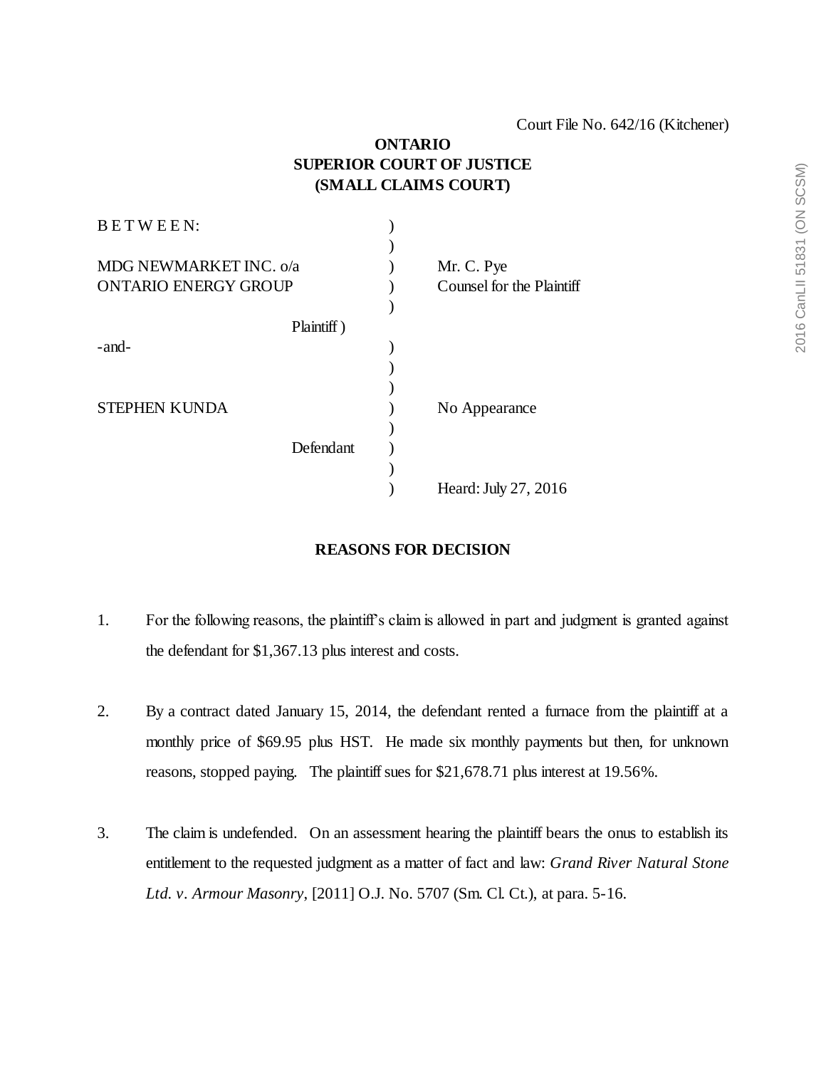Court File No. 642/16 (Kitchener)

**ONTARIO**
**SUPERIOR COURT OF JUSTICE**
**(SMALL CLAIMS COURT)**

| | |
|---|---|
| B E T W E E N: | |
| MDG NEWMARKET INC. o/a ONTARIO ENERGY GROUP | Mr. C. Pye |
| Plaintiff | Counsel for the Plaintiff |
| -and- | |
| STEPHEN KUNDA | No Appearance |
| Defendant | |
| | Heard: July 27, 2016 |

## REASONS FOR DECISION

1. For the following reasons, the plaintiff's claim is allowed in part and judgment is granted against the defendant for $1,367.13 plus interest and costs.

2. By a contract dated January 15, 2014, the defendant rented a furnace from the plaintiff at a monthly price of $69.95 plus HST. He made six monthly payments but then, for unknown reasons, stopped paying. The plaintiff sues for $21,678.71 plus interest at 19.56%.

3. The claim is undefended. On an assessment hearing the plaintiff bears the onus to establish its entitlement to the requested judgment as a matter of fact and law: *Grand River Natural Stone Ltd. v. Armour Masonry*, [2011] O.J. No. 5707 (Sm. Cl. Ct.), at para. 5-16.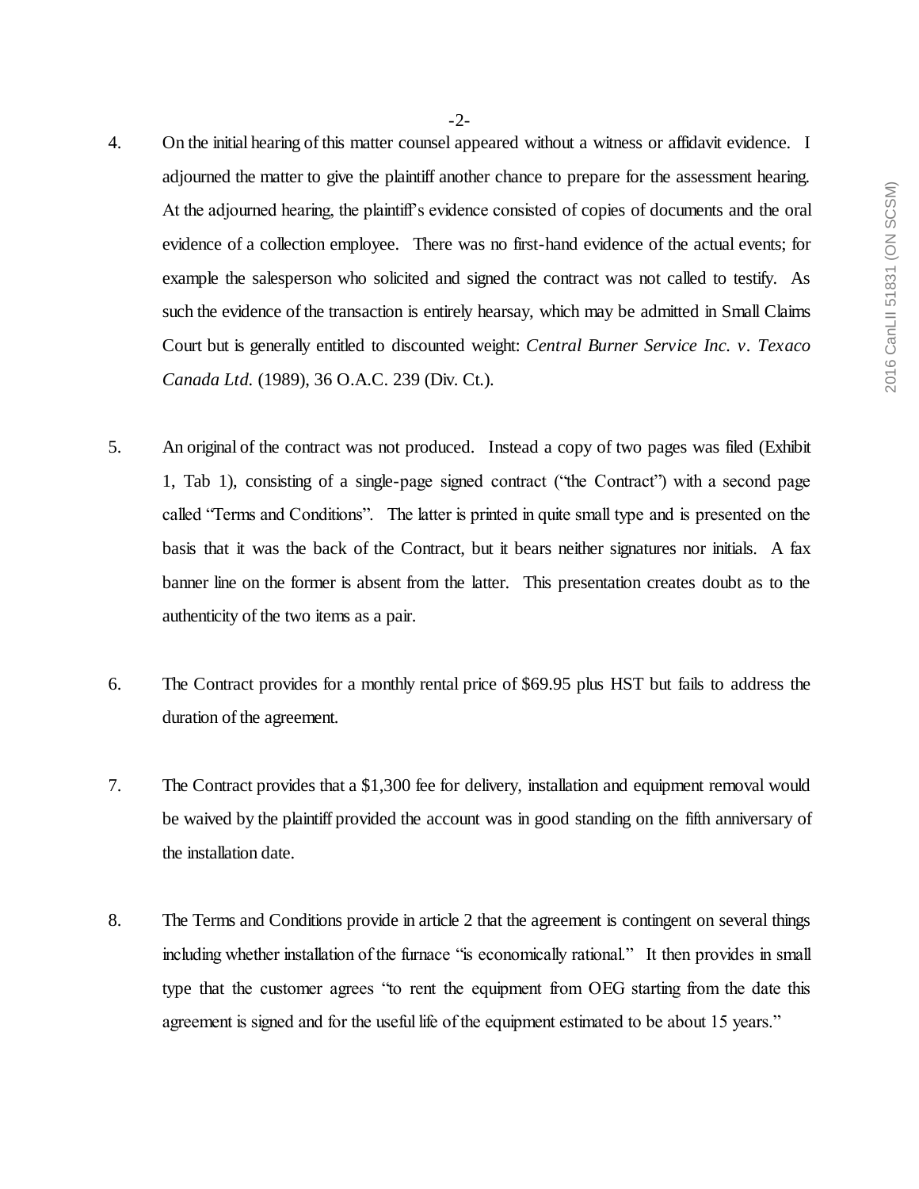4. On the initial hearing of this matter counsel appeared without a witness or affidavit evidence. I adjourned the matter to give the plaintiff another chance to prepare for the assessment hearing. At the adjourned hearing, the plaintiff's evidence consisted of copies of documents and the oral evidence of a collection employee. There was no first-hand evidence of the actual events; for example the salesperson who solicited and signed the contract was not called to testify. As such the evidence of the transaction is entirely hearsay, which may be admitted in Small Claims Court but is generally entitled to discounted weight: *Central Burner Service Inc. v. Texaco Canada Ltd.* (1989), 36 O.A.C. 239 (Div. Ct.).

5. An original of the contract was not produced. Instead a copy of two pages was filed (Exhibit 1, Tab 1), consisting of a single-page signed contract ("the Contract") with a second page called "Terms and Conditions". The latter is printed in quite small type and is presented on the basis that it was the back of the Contract, but it bears neither signatures nor initials. A fax banner line on the former is absent from the latter. This presentation creates doubt as to the authenticity of the two items as a pair.

6. The Contract provides for a monthly rental price of $69.95 plus HST but fails to address the duration of the agreement.

7. The Contract provides that a $1,300 fee for delivery, installation and equipment removal would be waived by the plaintiff provided the account was in good standing on the fifth anniversary of the installation date.

8. The Terms and Conditions provide in article 2 that the agreement is contingent on several things including whether installation of the furnace "is economically rational." It then provides in small type that the customer agrees "to rent the equipment from OEG starting from the date this agreement is signed and for the useful life of the equipment estimated to be about 15 years."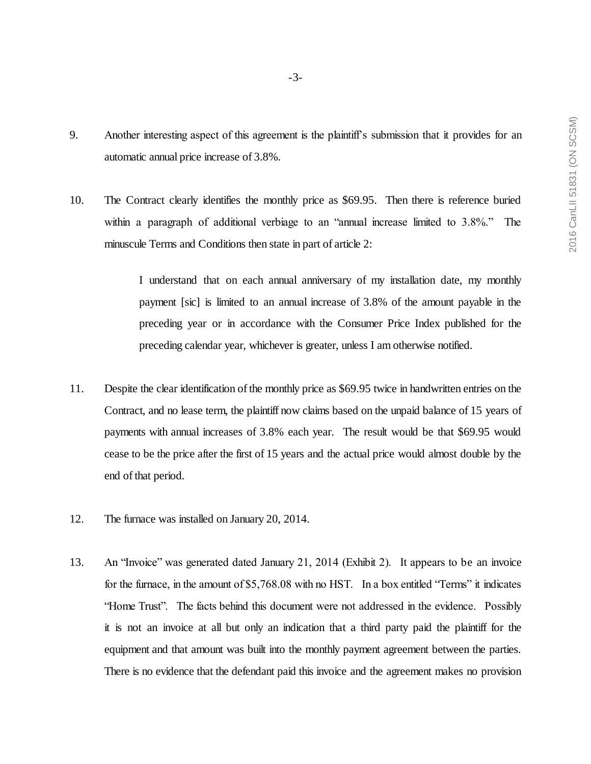9. Another interesting aspect of this agreement is the plaintiff's submission that it provides for an automatic annual price increase of 3.8%.

10. The Contract clearly identifies the monthly price as $69.95. Then there is reference buried within a paragraph of additional verbiage to an "annual increase limited to 3.8%." The minuscule Terms and Conditions then state in part of article 2:

> I understand that on each annual anniversary of my installation date, my monthly payment [sic] is limited to an annual increase of 3.8% of the amount payable in the preceding year or in accordance with the Consumer Price Index published for the preceding calendar year, whichever is greater, unless I am otherwise notified.

11. Despite the clear identification of the monthly price as $69.95 twice in handwritten entries on the Contract, and no lease term, the plaintiff now claims based on the unpaid balance of 15 years of payments with annual increases of 3.8% each year. The result would be that $69.95 would cease to be the price after the first of 15 years and the actual price would almost double by the end of that period.

12. The furnace was installed on January 20, 2014.

13. An "Invoice" was generated dated January 21, 2014 (Exhibit 2). It appears to be an invoice for the furnace, in the amount of $5,768.08 with no HST. In a box entitled "Terms" it indicates "Home Trust". The facts behind this document were not addressed in the evidence. Possibly it is not an invoice at all but only an indication that a third party paid the plaintiff for the equipment and that amount was built into the monthly payment agreement between the parties. There is no evidence that the defendant paid this invoice and the agreement makes no provision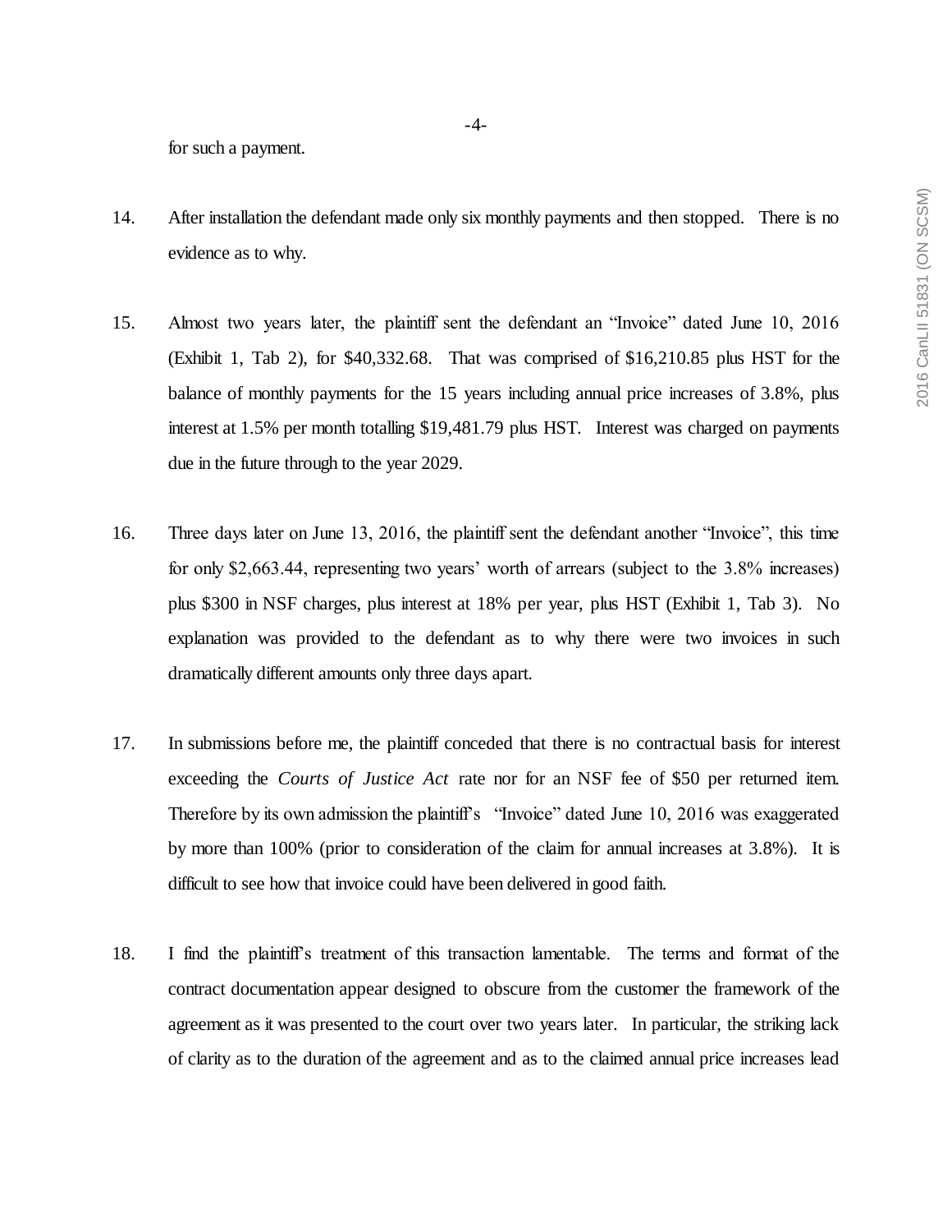for such a payment.

14. After installation the defendant made only six monthly payments and then stopped. There is no evidence as to why.

15. Almost two years later, the plaintiff sent the defendant an "Invoice" dated June 10, 2016 (Exhibit 1, Tab 2), for $40,332.68. That was comprised of $16,210.85 plus HST for the balance of monthly payments for the 15 years including annual price increases of 3.8%, plus interest at 1.5% per month totalling $19,481.79 plus HST. Interest was charged on payments due in the future through to the year 2029.

16. Three days later on June 13, 2016, the plaintiff sent the defendant another "Invoice", this time for only $2,663.44, representing two years' worth of arrears (subject to the 3.8% increases) plus $300 in NSF charges, plus interest at 18% per year, plus HST (Exhibit 1, Tab 3). No explanation was provided to the defendant as to why there were two invoices in such dramatically different amounts only three days apart.

17. In submissions before me, the plaintiff conceded that there is no contractual basis for interest exceeding the *Courts of Justice Act* rate nor for an NSF fee of $50 per returned item. Therefore by its own admission the plaintiff's "Invoice" dated June 10, 2016 was exaggerated by more than 100% (prior to consideration of the claim for annual increases at 3.8%). It is difficult to see how that invoice could have been delivered in good faith.

18. I find the plaintiff's treatment of this transaction lamentable. The terms and format of the contract documentation appear designed to obscure from the customer the framework of the agreement as it was presented to the court over two years later. In particular, the striking lack of clarity as to the duration of the agreement and as to the claimed annual price increases lead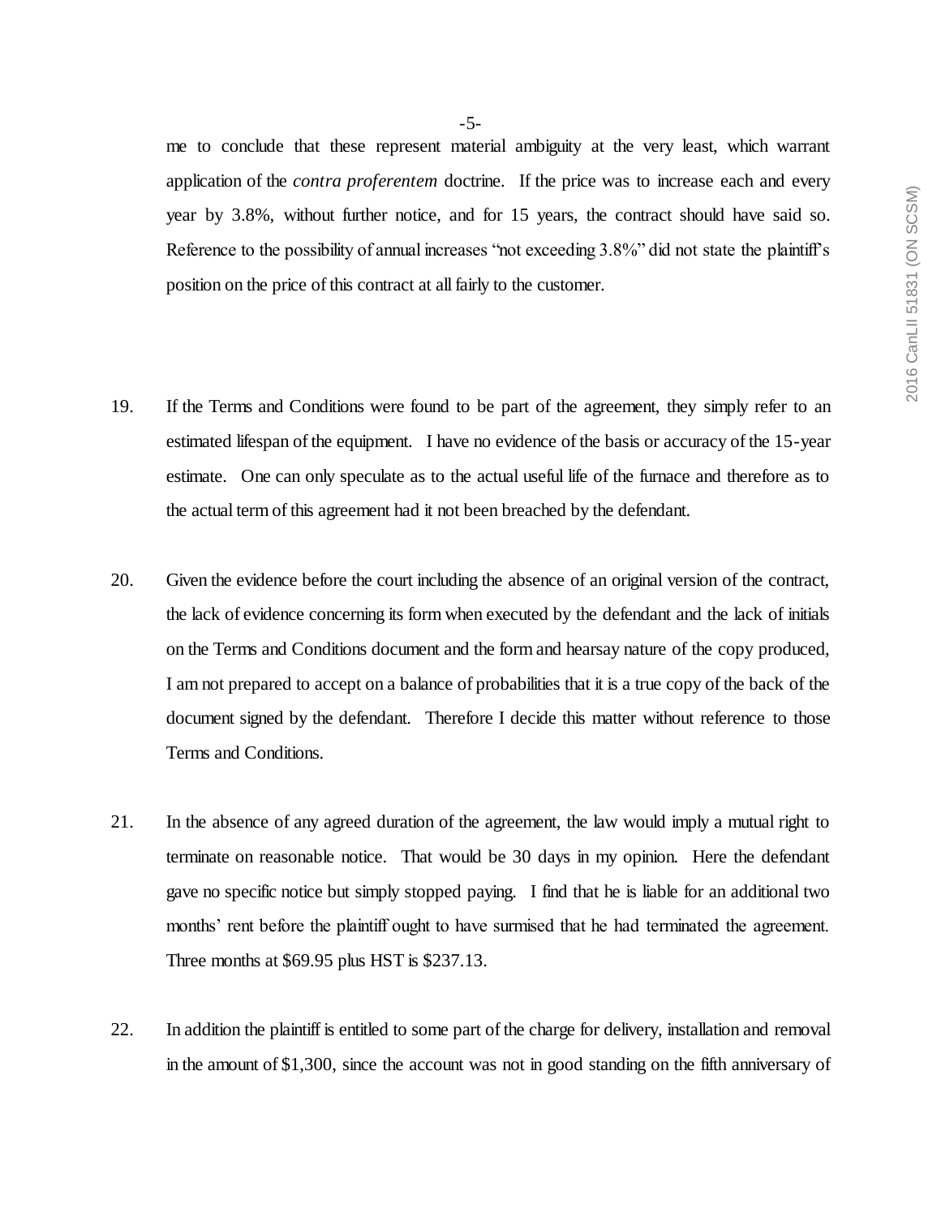me to conclude that these represent material ambiguity at the very least, which warrant application of the *contra proferentem* doctrine. If the price was to increase each and every year by 3.8%, without further notice, and for 15 years, the contract should have said so. Reference to the possibility of annual increases "not exceeding 3.8%" did not state the plaintiff's position on the price of this contract at all fairly to the customer.

19. If the Terms and Conditions were found to be part of the agreement, they simply refer to an estimated lifespan of the equipment. I have no evidence of the basis or accuracy of the 15-year estimate. One can only speculate as to the actual useful life of the furnace and therefore as to the actual term of this agreement had it not been breached by the defendant.

20. Given the evidence before the court including the absence of an original version of the contract, the lack of evidence concerning its form when executed by the defendant and the lack of initials on the Terms and Conditions document and the form and hearsay nature of the copy produced, I am not prepared to accept on a balance of probabilities that it is a true copy of the back of the document signed by the defendant. Therefore I decide this matter without reference to those Terms and Conditions.

21. In the absence of any agreed duration of the agreement, the law would imply a mutual right to terminate on reasonable notice. That would be 30 days in my opinion. Here the defendant gave no specific notice but simply stopped paying. I find that he is liable for an additional two months' rent before the plaintiff ought to have surmised that he had terminated the agreement. Three months at $69.95 plus HST is $237.13.

22. In addition the plaintiff is entitled to some part of the charge for delivery, installation and removal in the amount of $1,300, since the account was not in good standing on the fifth anniversary of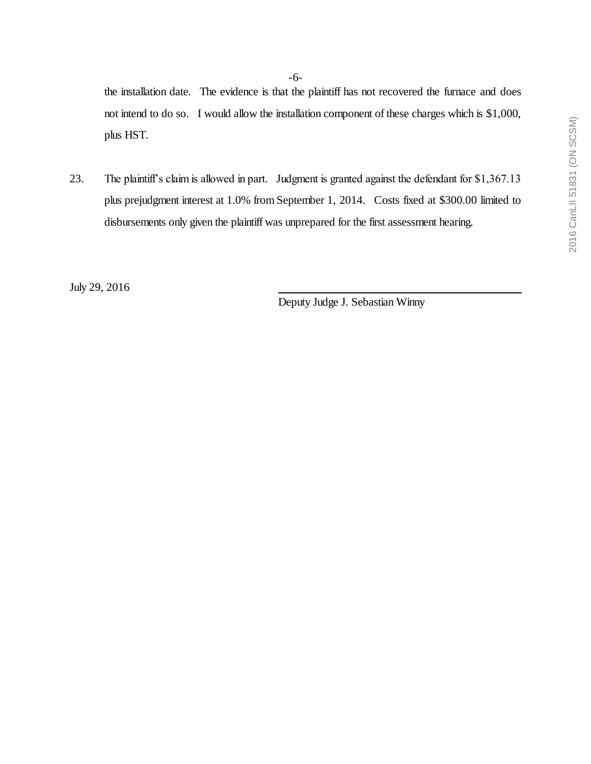the installation date. The evidence is that the plaintiff has not recovered the furnace and does not intend to do so. I would allow the installation component of these charges which is $1,000, plus HST.

23. The plaintiff's claim is allowed in part. Judgment is granted against the defendant for $1,367.13 plus prejudgment interest at 1.0% from September 1, 2014. Costs fixed at $300.00 limited to disbursements only given the plaintiff was unprepared for the first assessment hearing.

July 29, 2016

Deputy Judge J. Sebastian Winny